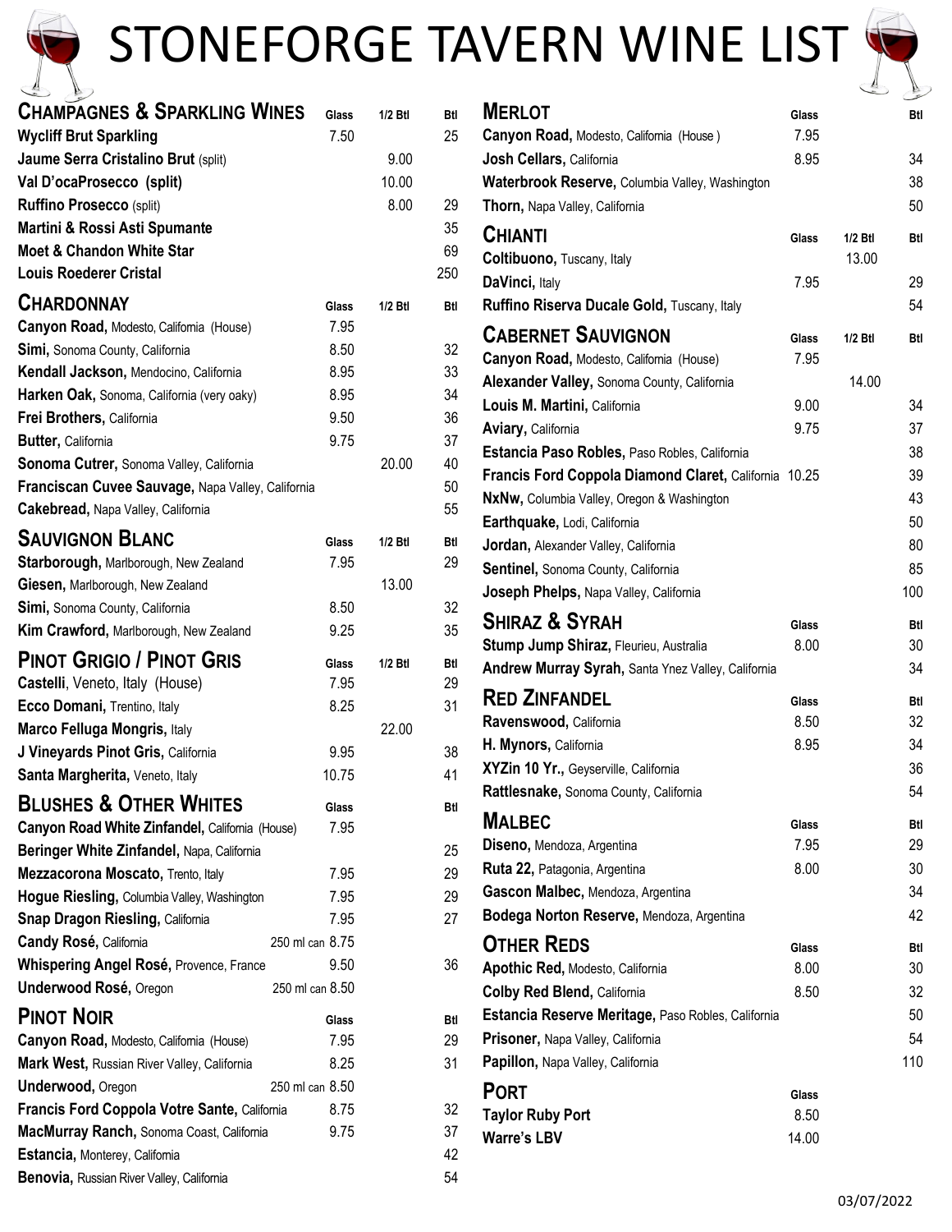# STONEFORGE TAVERN WINE LIST

## Champagnes & Sparkling Wines

| Wine | Glass | 1/2 Btl | Btl |
|---|---|---|---|
| **Wycliff Brut Sparkling** | 7.50 | | 25 |
| **Jaume Serra Cristalino Brut** (split) | | 9.00 | |
| **Val D'ocaProsecco (split)** | | 10.00 | |
| **Ruffino Prosecco** (split) | | 8.00 | 29 |
| **Martini & Rossi Asti Spumante** | | | 35 |
| **Moet & Chandon White Star** | | | 69 |
| **Louis Roederer Cristal** | | | 250 |

## Chardonnay

| Wine | Glass | 1/2 Btl | Btl |
|---|---|---|---|
| **Canyon Road,** Modesto, California (House) | 7.95 | | |
| **Simi,** Sonoma County, California | 8.50 | | 32 |
| **Kendall Jackson,** Mendocino, California | 8.95 | | 33 |
| **Harken Oak,** Sonoma, California (very oaky) | 8.95 | | 34 |
| **Frei Brothers,** California | 9.50 | | 36 |
| **Butter,** California | 9.75 | | 37 |
| **Sonoma Cutrer,** Sonoma Valley, California | | 20.00 | 40 |
| **Franciscan Cuvee Sauvage,** Napa Valley, California | | | 50 |
| **Cakebread,** Napa Valley, California | | | 55 |

## Sauvignon Blanc

| Wine | Glass | 1/2 Btl | Btl |
|---|---|---|---|
| **Starborough,** Marlborough, New Zealand | 7.95 | | 29 |
| **Giesen,** Marlborough, New Zealand | | 13.00 | |
| **Simi,** Sonoma County, California | 8.50 | | 32 |
| **Kim Crawford,** Marlborough, New Zealand | 9.25 | | 35 |

## Pinot Grigio / Pinot Gris

| Wine | Glass | 1/2 Btl | Btl |
|---|---|---|---|
| **Castelli**, Veneto, Italy (House) | 7.95 | | 29 |
| **Ecco Domani,** Trentino, Italy | 8.25 | | 31 |
| **Marco Felluga Mongris,** Italy | | 22.00 | |
| **J Vineyards Pinot Gris,** California | 9.95 | | 38 |
| **Santa Margherita,** Veneto, Italy | 10.75 | | 41 |

## Blushes & Other Whites

| Wine | Glass | Btl |
|---|---|---|
| **Canyon Road White Zinfandel,** California (House) | 7.95 | |
| **Beringer White Zinfandel,** Napa, California | | 25 |
| **Mezzacorona Moscato,** Trento, Italy | 7.95 | 29 |
| **Hogue Riesling,** Columbia Valley, Washington | 7.95 | 29 |
| **Snap Dragon Riesling,** California | 7.95 | 27 |
| **Candy Rosé,** California | 250 ml can 8.75 | |
| **Whispering Angel Rosé,** Provence, France | 9.50 | 36 |
| **Underwood Rosé,** Oregon | 250 ml can 8.50 | |

## Pinot Noir

| Wine | Glass | Btl |
|---|---|---|
| **Canyon Road,** Modesto, California (House) | 7.95 | 29 |
| **Mark West,** Russian River Valley, California | 8.25 | 31 |
| **Underwood,** Oregon | 250 ml can 8.50 | |
| **Francis Ford Coppola Votre Sante,** California | 8.75 | 32 |
| **MacMurray Ranch,** Sonoma Coast, California | 9.75 | 37 |
| **Estancia,** Monterey, California | | 42 |
| **Benovia,** Russian River Valley, California | | 54 |

## Merlot

| Wine | Glass | Btl |
|---|---|---|
| **Canyon Road,** Modesto, California (House ) | 7.95 | |
| **Josh Cellars,** California | 8.95 | 34 |
| **Waterbrook Reserve,** Columbia Valley, Washington | | 38 |
| **Thorn,** Napa Valley, California | | 50 |

## Chianti

| Wine | Glass | 1/2 Btl | Btl |
|---|---|---|---|
| **Coltibuono,** Tuscany, Italy | | 13.00 | |
| **DaVinci,** Italy | 7.95 | | 29 |
| **Ruffino Riserva Ducale Gold,** Tuscany, Italy | | | 54 |

## Cabernet Sauvignon

| Wine | Glass | 1/2 Btl | Btl |
|---|---|---|---|
| **Canyon Road,** Modesto, California (House) | 7.95 | | |
| **Alexander Valley,** Sonoma County, California | | 14.00 | |
| **Louis M. Martini,** California | 9.00 | | 34 |
| **Aviary,** California | 9.75 | | 37 |
| **Estancia Paso Robles,** Paso Robles, California | | | 38 |
| **Francis Ford Coppola Diamond Claret,** California | 10.25 | | 39 |
| **NxNw,** Columbia Valley, Oregon & Washington | | | 43 |
| **Earthquake,** Lodi, California | | | 50 |
| **Jordan,** Alexander Valley, California | | | 80 |
| **Sentinel,** Sonoma County, California | | | 85 |
| **Joseph Phelps,** Napa Valley, California | | | 100 |

## Shiraz & Syrah

| Wine | Glass | Btl |
|---|---|---|
| **Stump Jump Shiraz,** Fleurieu, Australia | 8.00 | 30 |
| **Andrew Murray Syrah,** Santa Ynez Valley, California | | 34 |

## Red Zinfandel

| Wine | Glass | Btl |
|---|---|---|
| **Ravenswood,** California | 8.50 | 32 |
| **H. Mynors,** California | 8.95 | 34 |
| **XYZin 10 Yr.,** Geyserville, California | | 36 |
| **Rattlesnake,** Sonoma County, California | | 54 |

## Malbec

| Wine | Glass | Btl |
|---|---|---|
| **Diseno,** Mendoza, Argentina | 7.95 | 29 |
| **Ruta 22,** Patagonia, Argentina | 8.00 | 30 |
| **Gascon Malbec,** Mendoza, Argentina | | 34 |
| **Bodega Norton Reserve,** Mendoza, Argentina | | 42 |

## Other Reds

| Wine | Glass | Btl |
|---|---|---|
| **Apothic Red,** Modesto, California | 8.00 | 30 |
| **Colby Red Blend,** California | 8.50 | 32 |
| **Estancia Reserve Meritage,** Paso Robles, California | | 50 |
| **Prisoner,** Napa Valley, California | | 54 |
| **Papillon,** Napa Valley, California | | 110 |

## Port

| Wine | Glass |
|---|---|
| **Taylor Ruby Port** | 8.50 |
| **Warre's LBV** | 14.00 |

03/07/2022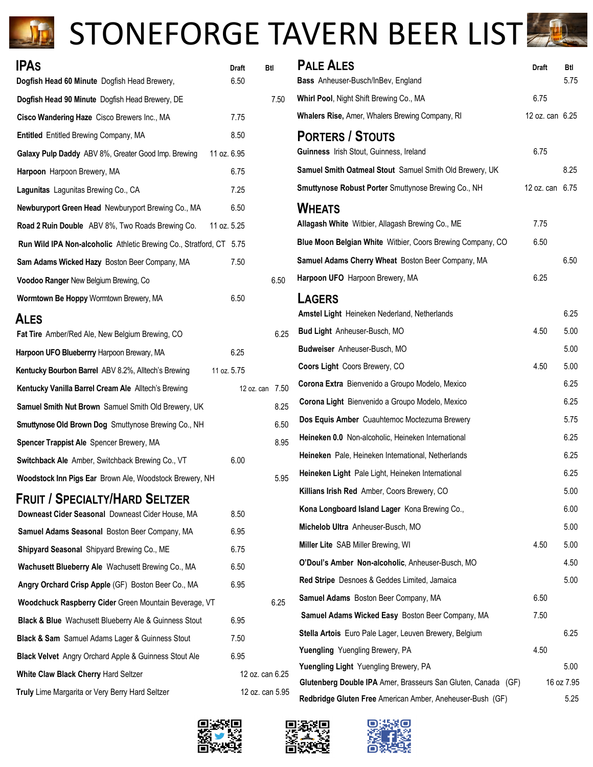# STONEFORGE TAVERN BEER LIST

## IPAs

| | Draft | Btl |
|---|---|---|
| **Dogfish Head 60 Minute** Dogfish Head Brewery, | 6.50 | |
| **Dogfish Head 90 Minute** Dogfish Head Brewery, DE | | 7.50 |
| **Cisco Wandering Haze** Cisco Brewers Inc., MA | 7.75 | |
| **Entitled** Entitled Brewing Company, MA | 8.50 | |
| **Galaxy Pulp Daddy** ABV 8%, Greater Good Imp. Brewing | 11 oz. 6.95 | |
| **Harpoon** Harpoon Brewery, MA | 6.75 | |
| **Lagunitas** Lagunitas Brewing Co., CA | 7.25 | |
| **Newburyport Green Head** Newburyport Brewing Co., MA | 6.50 | |
| **Road 2 Ruin Double** ABV 8%, Two Roads Brewing Co. | 11 oz. 5.25 | |
| **Run Wild IPA Non-alcoholic** Athletic Brewing Co., Stratford, CT | 5.75 | |
| **Sam Adams Wicked Hazy** Boston Beer Company, MA | 7.50 | |
| **Voodoo Ranger** New Belgium Brewing, Co | | 6.50 |
| **Wormtown Be Hoppy** Wormtown Brewery, MA | 6.50 | |

## Ales

| | Draft | Btl |
|---|---|---|
| **Fat Tire** Amber/Red Ale, New Belgium Brewing, CO | | 6.25 |
| **Harpoon UFO Blueberrry** Harpoon Brewary, MA | 6.25 | |
| **Kentucky Bourbon Barrel** ABV 8.2%, Alltech's Brewing | 11 oz. 5.75 | |
| **Kentucky Vanilla Barrel Cream Ale** Alltech's Brewing | 12 oz. can | 7.50 |
| **Samuel Smith Nut Brown** Samuel Smith Old Brewery, UK | | 8.25 |
| **Smuttynose Old Brown Dog** Smuttynose Brewing Co., NH | | 6.50 |
| **Spencer Trappist Ale** Spencer Brewery, MA | | 8.95 |
| **Switchback Ale** Amber, Switchback Brewing Co., VT | 6.00 | |
| **Woodstock Inn Pigs Ear** Brown Ale, Woodstock Brewery, NH | | 5.95 |

## Fruit / Specialty/Hard Seltzer

| | Draft | Btl |
|---|---|---|
| **Downeast Cider Seasonal** Downeast Cider House, MA | 8.50 | |
| **Samuel Adams Seasonal** Boston Beer Company, MA | 6.95 | |
| **Shipyard Seasonal** Shipyard Brewing Co., ME | 6.75 | |
| **Wachusett Blueberry Ale** Wachusett Brewing Co., MA | 6.50 | |
| **Angry Orchard Crisp Apple** (GF) Boston Beer Co., MA | 6.95 | |
| **Woodchuck Raspberry Cider** Green Mountain Beverage, VT | | 6.25 |
| **Black & Blue** Wachusett Blueberry Ale & Guinness Stout | 6.95 | |
| **Black & Sam** Samuel Adams Lager & Guinness Stout | 7.50 | |
| **Black Velvet** Angry Orchard Apple & Guinness Stout Ale | 6.95 | |
| **White Claw Black Cherry** Hard Seltzer | | 12 oz. can 6.25 |
| **Truly** Lime Margarita or Very Berry Hard Seltzer | | 12 oz. can 5.95 |

## Pale Ales

| | Draft | Btl |
|---|---|---|
| **Bass** Anheuser-Busch/InBev, England | | 5.75 |
| **Whirl Pool**, Night Shift Brewing Co., MA | 6.75 | |
| **Whalers Rise,** Amer, Whalers Brewing Company, RI | 12 oz. can | 6.25 |

## Porters / Stouts

| | Draft | Btl |
|---|---|---|
| **Guinness** Irish Stout, Guinness, Ireland | 6.75 | |
| **Samuel Smith Oatmeal Stout** Samuel Smith Old Brewery, UK | | 8.25 |
| **Smuttynose Robust Porter** Smuttynose Brewing Co., NH | 12 oz. can | 6.75 |

## Wheats

| | Draft | Btl |
|---|---|---|
| **Allagash White** Witbier, Allagash Brewing Co., ME | 7.75 | |
| **Blue Moon Belgian White** Witbier, Coors Brewing Company, CO | 6.50 | |
| **Samuel Adams Cherry Wheat** Boston Beer Company, MA | | 6.50 |
| **Harpoon UFO** Harpoon Brewery, MA | 6.25 | |

## Lagers

| | Draft | Btl |
|---|---|---|
| **Amstel Light** Heineken Nederland, Netherlands | | 6.25 |
| **Bud Light** Anheuser-Busch, MO | 4.50 | 5.00 |
| **Budweiser** Anheuser-Busch, MO | | 5.00 |
| **Coors Light** Coors Brewery, CO | 4.50 | 5.00 |
| **Corona Extra** Bienvenido a Groupo Modelo, Mexico | | 6.25 |
| **Corona Light** Bienvenido a Groupo Modelo, Mexico | | 6.25 |
| **Dos Equis Amber** Cuauhtemoc Moctezuma Brewery | | 5.75 |
| **Heineken 0.0** Non-alcoholic, Heineken International | | 6.25 |
| **Heineken** Pale, Heineken International, Netherlands | | 6.25 |
| **Heineken Light** Pale Light, Heineken International | | 6.25 |
| **Killians Irish Red** Amber, Coors Brewery, CO | | 5.00 |
| **Kona Longboard Island Lager** Kona Brewing Co., | | 6.00 |
| **Michelob Ultra** Anheuser-Busch, MO | | 5.00 |
| **Miller Lite** SAB Miller Brewing, WI | 4.50 | 5.00 |
| **O'Doul's Amber Non-alcoholic**, Anheuser-Busch, MO | | 4.50 |
| **Red Stripe** Desnoes & Geddes Limited, Jamaica | | 5.00 |
| **Samuel Adams** Boston Beer Company, MA | 6.50 | |
| **Samuel Adams Wicked Easy** Boston Beer Company, MA | 7.50 | |
| **Stella Artois** Euro Pale Lager, Leuven Brewery, Belgium | | 6.25 |
| **Yuengling** Yuengling Brewery, PA | 4.50 | |
| **Yuengling Light** Yuengling Brewery, PA | | 5.00 |
| **Glutenberg Double IPA** Amer, Brasseurs San Gluten, Canada (GF) | | 16 oz 7.95 |
| **Redbridge Gluten Free** American Amber, Aneheuser-Bush (GF) | | 5.25 |